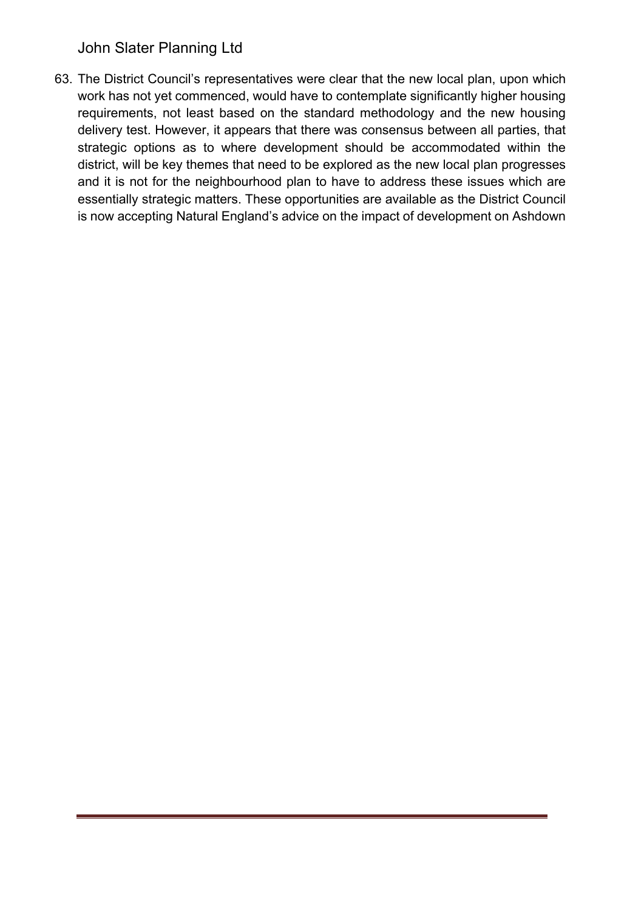63. The District Council's representatives were clear that the new local plan, upon which work has not yet commenced, would have to contemplate significantly higher housing requirements, not least based on the standard methodology and the new housing delivery test. However, it appears that there was consensus between all parties, that strategic options as to where development should be accommodated within the district, will be key themes that need to be explored as the new local plan progresses and it is not for the neighbourhood plan to have to address these issues which are essentially strategic matters. These opportunities are available as the District Council is now accepting Natural England's advice on the impact of development on Ashdown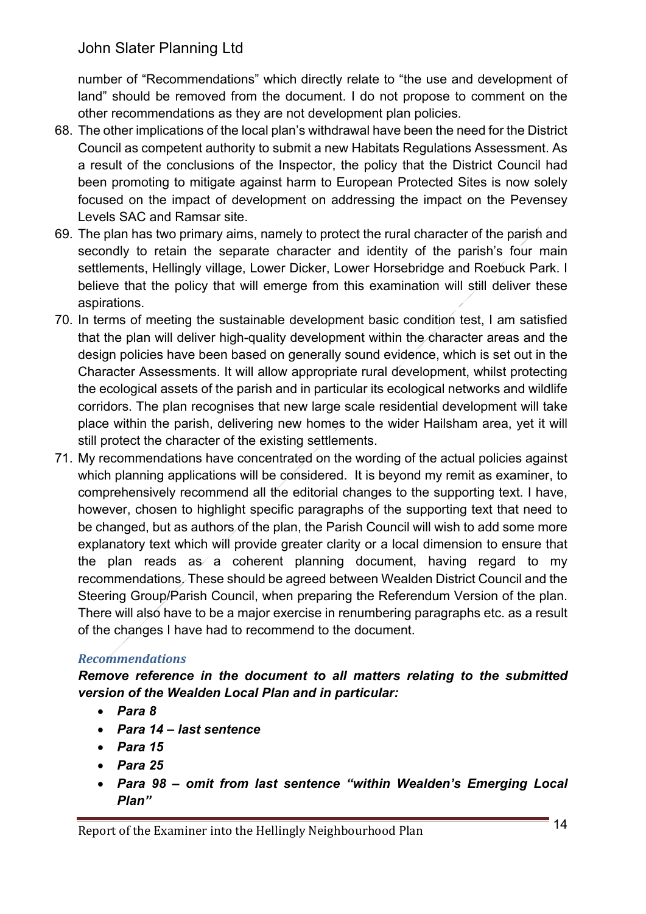number of "Recommendations" which directly relate to "the use and development of land" should be removed from the document. I do not propose to comment on the other recommendations as they are not development plan policies.

68. The other implications of the local plan's withdrawal have been the need for the District Council as competent authority to submit a new Habitats Regulations Assessment. As a result of the conclusions of the Inspector, the policy that the District Council had been promoting to mitigate against harm to European Protected Sites is now solely focused on the impact of development on addressing the impact on the Pevensey Levels SAC and Ramsar site.
69. The plan has two primary aims, namely to protect the rural character of the parish and secondly to retain the separate character and identity of the parish's four main settlements, Hellingly village, Lower Dicker, Lower Horsebridge and Roebuck Park. I believe that the policy that will emerge from this examination will still deliver these aspirations.
70. In terms of meeting the sustainable development basic condition test, I am satisfied that the plan will deliver high-quality development within the character areas and the design policies have been based on generally sound evidence, which is set out in the Character Assessments. It will allow appropriate rural development, whilst protecting the ecological assets of the parish and in particular its ecological networks and wildlife corridors. The plan recognises that new large scale residential development will take place within the parish, delivering new homes to the wider Hailsham area, yet it will still protect the character of the existing settlements.
71. My recommendations have concentrated on the wording of the actual policies against which planning applications will be considered. It is beyond my remit as examiner, to comprehensively recommend all the editorial changes to the supporting text. I have, however, chosen to highlight specific paragraphs of the supporting text that need to be changed, but as authors of the plan, the Parish Council will wish to add some more explanatory text which will provide greater clarity or a local dimension to ensure that the plan reads as a coherent planning document, having regard to my recommendations. These should be agreed between Wealden District Council and the Steering Group/Parish Council, when preparing the Referendum Version of the plan. There will also have to be a major exercise in renumbering paragraphs etc. as a result of the changes I have had to recommend to the document.

### *Recommendations*

***Remove reference in the document to all matters relating to the submitted version of the Wealden Local Plan and in particular:***

- ***Para 8***
- ***Para 14 – last sentence***
- ***Para 15***
- ***Para 25***
- ***Para 98 – omit from last sentence "within Wealden's Emerging Local Plan"***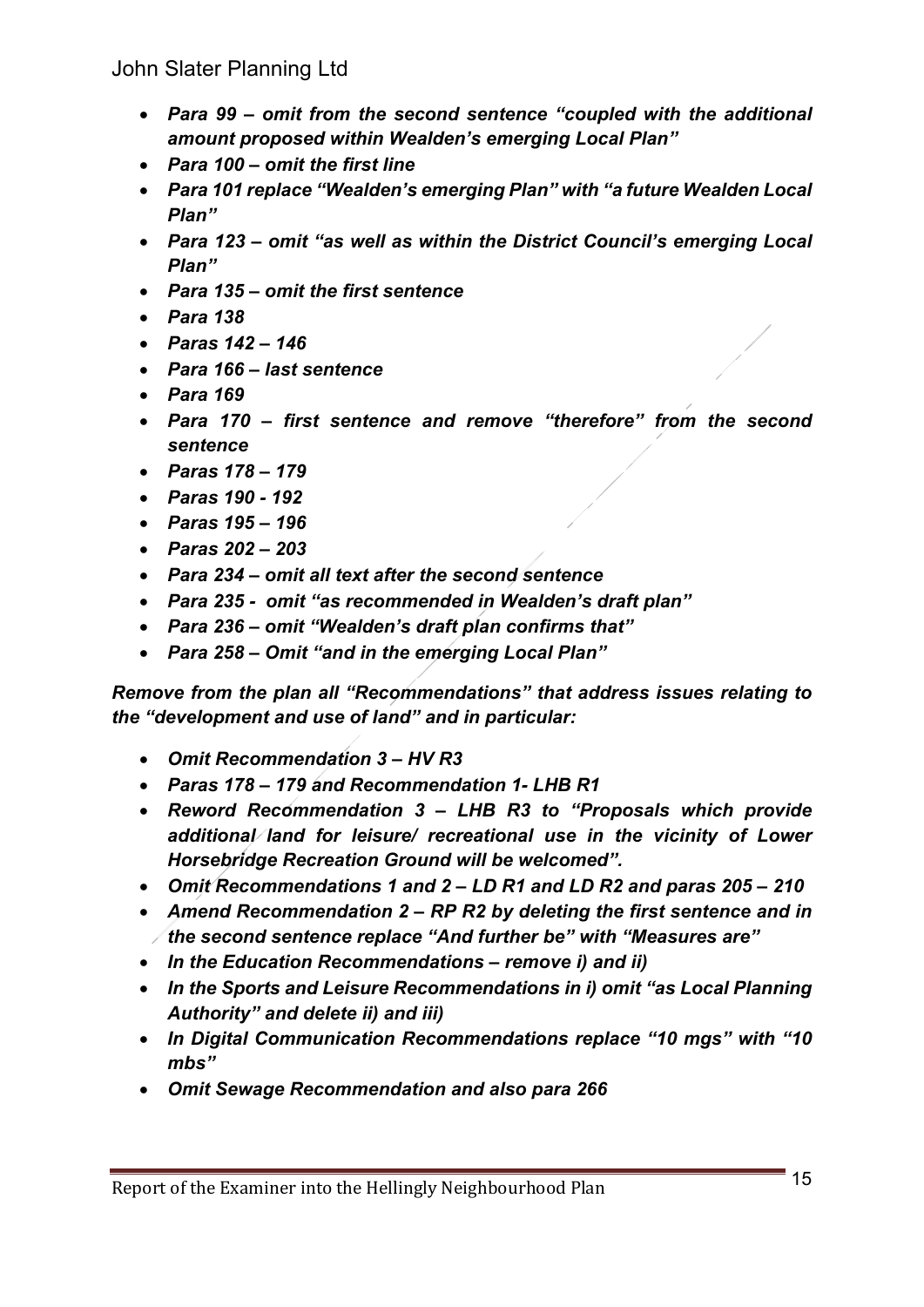- ***Para 99 – omit from the second sentence "coupled with the additional amount proposed within Wealden's emerging Local Plan"***
- ***Para 100 – omit the first line***
- ***Para 101 replace "Wealden's emerging Plan" with "a future Wealden Local Plan"***
- ***Para 123 – omit "as well as within the District Council's emerging Local Plan"***
- ***Para 135 – omit the first sentence***
- ***Para 138***
- ***Paras 142 – 146***
- ***Para 166 – last sentence***
- ***Para 169***
- ***Para 170 – first sentence and remove "therefore" from the second sentence***
- ***Paras 178 – 179***
- ***Paras 190 - 192***
- ***Paras 195 – 196***
- ***Paras 202 – 203***
- ***Para 234 – omit all text after the second sentence***
- ***Para 235 - omit "as recommended in Wealden's draft plan"***
- ***Para 236 – omit "Wealden's draft plan confirms that"***
- ***Para 258 – Omit "and in the emerging Local Plan"***

***Remove from the plan all "Recommendations" that address issues relating to the "development and use of land" and in particular:***

- ***Omit Recommendation 3 – HV R3***
- ***Paras 178 – 179 and Recommendation 1- LHB R1***
- ***Reword Recommendation 3 – LHB R3 to "Proposals which provide additional land for leisure/ recreational use in the vicinity of Lower Horsebridge Recreation Ground will be welcomed".***
- ***Omit Recommendations 1 and 2 – LD R1 and LD R2 and paras 205 – 210***
- ***Amend Recommendation 2 – RP R2 by deleting the first sentence and in the second sentence replace "And further be" with "Measures are"***
- ***In the Education Recommendations – remove i) and ii)***
- ***In the Sports and Leisure Recommendations in i) omit "as Local Planning Authority" and delete ii) and iii)***
- ***In Digital Communication Recommendations replace "10 mgs" with "10 mbs"***
- ***Omit Sewage Recommendation and also para 266***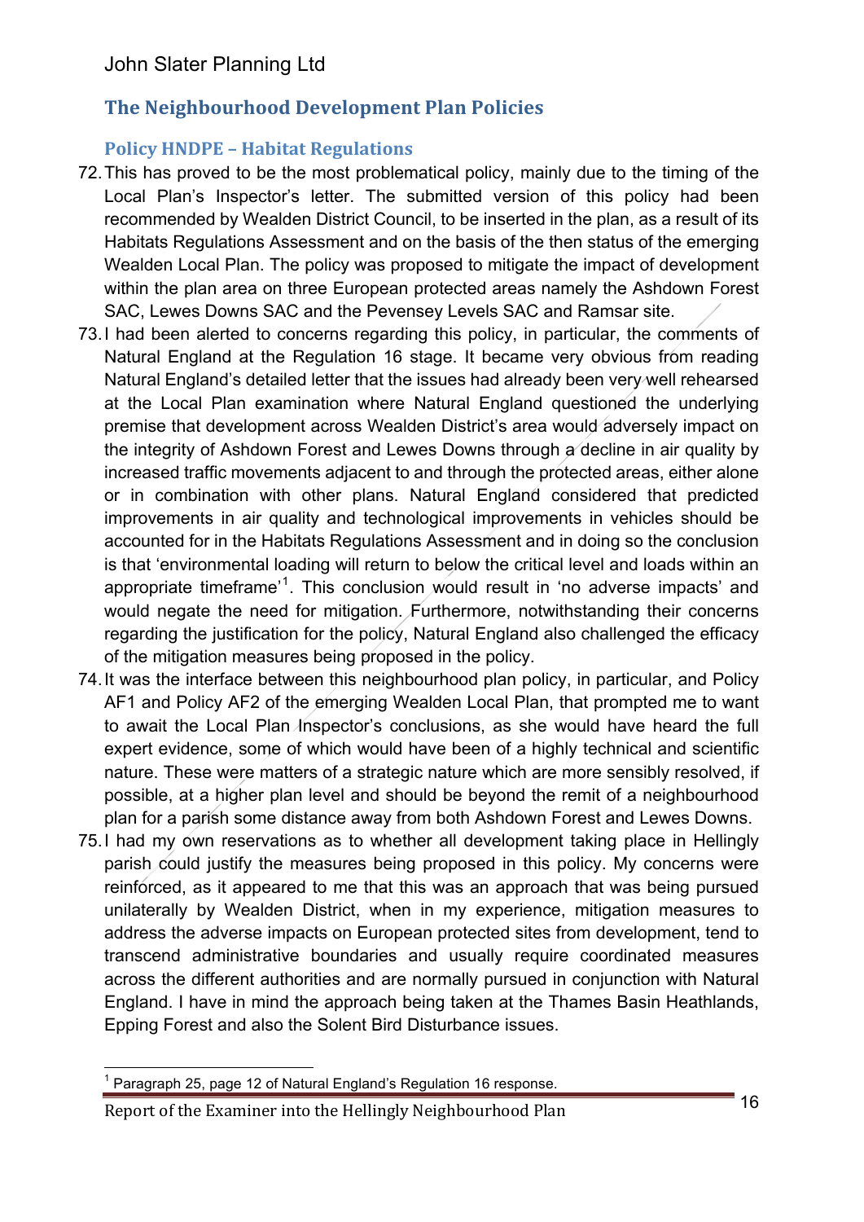## The Neighbourhood Development Plan Policies

### Policy HNDPE – Habitat Regulations

72. This has proved to be the most problematical policy, mainly due to the timing of the Local Plan's Inspector's letter. The submitted version of this policy had been recommended by Wealden District Council, to be inserted in the plan, as a result of its Habitats Regulations Assessment and on the basis of the then status of the emerging Wealden Local Plan. The policy was proposed to mitigate the impact of development within the plan area on three European protected areas namely the Ashdown Forest SAC, Lewes Downs SAC and the Pevensey Levels SAC and Ramsar site.

73. I had been alerted to concerns regarding this policy, in particular, the comments of Natural England at the Regulation 16 stage. It became very obvious from reading Natural England's detailed letter that the issues had already been very well rehearsed at the Local Plan examination where Natural England questioned the underlying premise that development across Wealden District's area would adversely impact on the integrity of Ashdown Forest and Lewes Downs through a decline in air quality by increased traffic movements adjacent to and through the protected areas, either alone or in combination with other plans. Natural England considered that predicted improvements in air quality and technological improvements in vehicles should be accounted for in the Habitats Regulations Assessment and in doing so the conclusion is that 'environmental loading will return to below the critical level and loads within an appropriate timeframe'[1]. This conclusion would result in 'no adverse impacts' and would negate the need for mitigation. Furthermore, notwithstanding their concerns regarding the justification for the policy, Natural England also challenged the efficacy of the mitigation measures being proposed in the policy.

74. It was the interface between this neighbourhood plan policy, in particular, and Policy AF1 and Policy AF2 of the emerging Wealden Local Plan, that prompted me to want to await the Local Plan Inspector's conclusions, as she would have heard the full expert evidence, some of which would have been of a highly technical and scientific nature. These were matters of a strategic nature which are more sensibly resolved, if possible, at a higher plan level and should be beyond the remit of a neighbourhood plan for a parish some distance away from both Ashdown Forest and Lewes Downs.

75. I had my own reservations as to whether all development taking place in Hellingly parish could justify the measures being proposed in this policy. My concerns were reinforced, as it appeared to me that this was an approach that was being pursued unilaterally by Wealden District, when in my experience, mitigation measures to address the adverse impacts on European protected sites from development, tend to transcend administrative boundaries and usually require coordinated measures across the different authorities and are normally pursued in conjunction with Natural England. I have in mind the approach being taken at the Thames Basin Heathlands, Epping Forest and also the Solent Bird Disturbance issues.

[1] Paragraph 25, page 12 of Natural England's Regulation 16 response.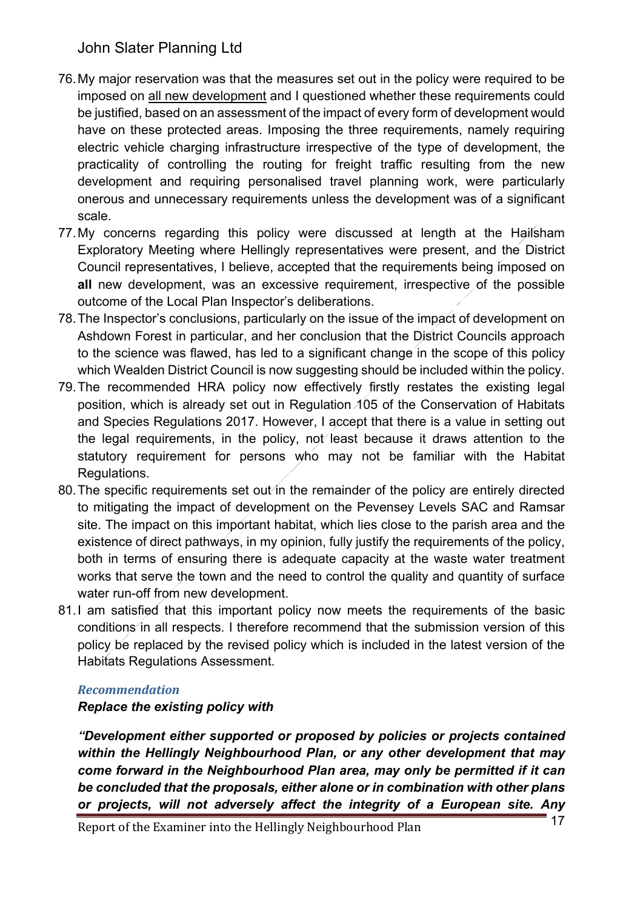76. My major reservation was that the measures set out in the policy were required to be imposed on <u>all new development</u> and I questioned whether these requirements could be justified, based on an assessment of the impact of every form of development would have on these protected areas. Imposing the three requirements, namely requiring electric vehicle charging infrastructure irrespective of the type of development, the practicality of controlling the routing for freight traffic resulting from the new development and requiring personalised travel planning work, were particularly onerous and unnecessary requirements unless the development was of a significant scale.
77. My concerns regarding this policy were discussed at length at the Hailsham Exploratory Meeting where Hellingly representatives were present, and the District Council representatives, I believe, accepted that the requirements being imposed on **all** new development, was an excessive requirement, irrespective of the possible outcome of the Local Plan Inspector's deliberations.
78. The Inspector's conclusions, particularly on the issue of the impact of development on Ashdown Forest in particular, and her conclusion that the District Councils approach to the science was flawed, has led to a significant change in the scope of this policy which Wealden District Council is now suggesting should be included within the policy.
79. The recommended HRA policy now effectively firstly restates the existing legal position, which is already set out in Regulation 105 of the Conservation of Habitats and Species Regulations 2017. However, I accept that there is a value in setting out the legal requirements, in the policy, not least because it draws attention to the statutory requirement for persons who may not be familiar with the Habitat Regulations.
80. The specific requirements set out in the remainder of the policy are entirely directed to mitigating the impact of development on the Pevensey Levels SAC and Ramsar site. The impact on this important habitat, which lies close to the parish area and the existence of direct pathways, in my opinion, fully justify the requirements of the policy, both in terms of ensuring there is adequate capacity at the waste water treatment works that serve the town and the need to control the quality and quantity of surface water run-off from new development.
81. I am satisfied that this important policy now meets the requirements of the basic conditions in all respects. I therefore recommend that the submission version of this policy be replaced by the revised policy which is included in the latest version of the Habitats Regulations Assessment.

### *Recommendation*

***Replace the existing policy with***

***"Development either supported or proposed by policies or projects contained within the Hellingly Neighbourhood Plan, or any other development that may come forward in the Neighbourhood Plan area, may only be permitted if it can be concluded that the proposals, either alone or in combination with other plans or projects, will not adversely affect the integrity of a European site. Any***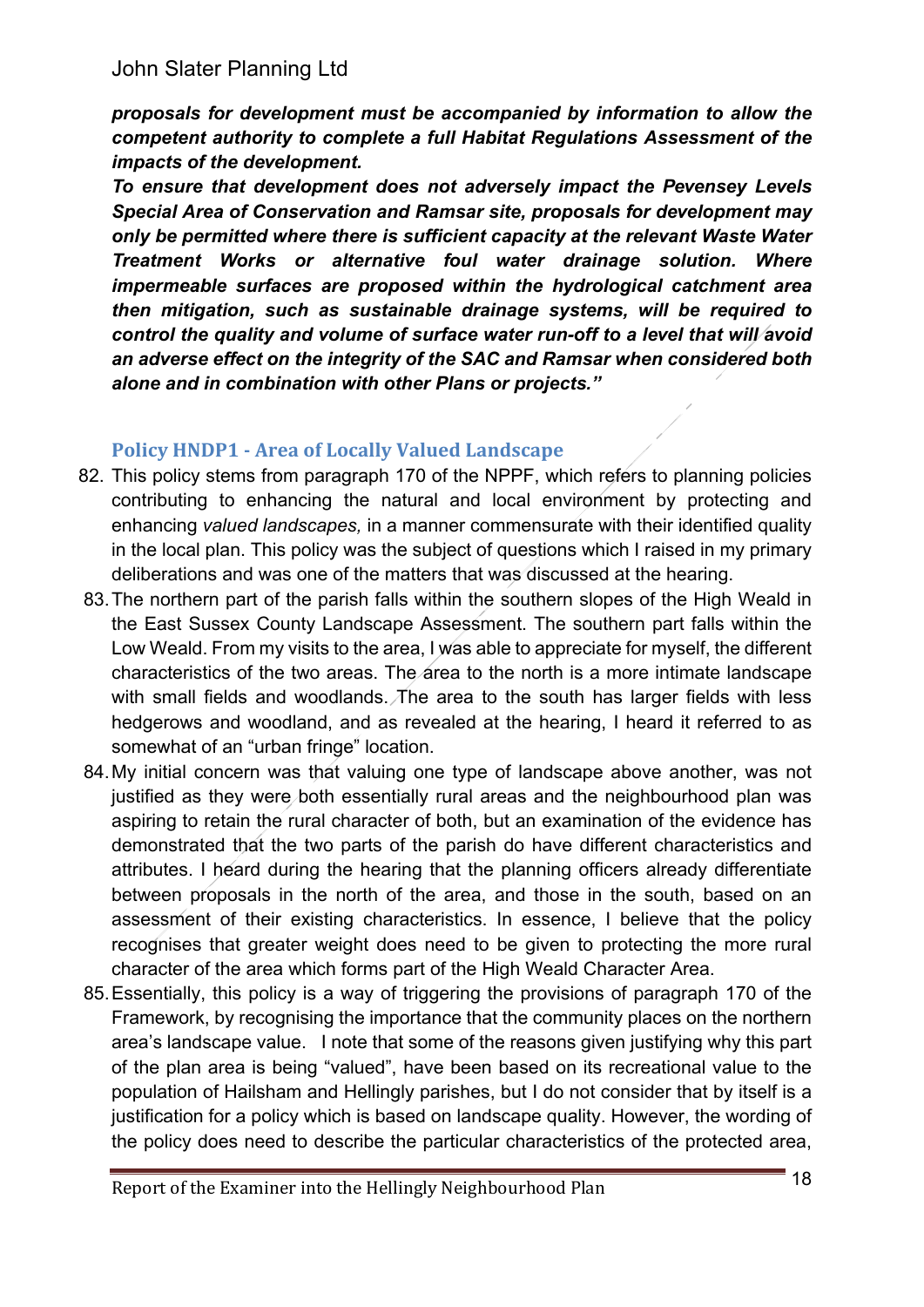***proposals for development must be accompanied by information to allow the competent authority to complete a full Habitat Regulations Assessment of the impacts of the development.***

***To ensure that development does not adversely impact the Pevensey Levels Special Area of Conservation and Ramsar site, proposals for development may only be permitted where there is sufficient capacity at the relevant Waste Water Treatment Works or alternative foul water drainage solution. Where impermeable surfaces are proposed within the hydrological catchment area then mitigation, such as sustainable drainage systems, will be required to control the quality and volume of surface water run-off to a level that will avoid an adverse effect on the integrity of the SAC and Ramsar when considered both alone and in combination with other Plans or projects."***

### Policy HNDP1 - Area of Locally Valued Landscape

82. This policy stems from paragraph 170 of the NPPF, which refers to planning policies contributing to enhancing the natural and local environment by protecting and enhancing *valued landscapes,* in a manner commensurate with their identified quality in the local plan. This policy was the subject of questions which I raised in my primary deliberations and was one of the matters that was discussed at the hearing.
83. The northern part of the parish falls within the southern slopes of the High Weald in the East Sussex County Landscape Assessment. The southern part falls within the Low Weald. From my visits to the area, I was able to appreciate for myself, the different characteristics of the two areas. The area to the north is a more intimate landscape with small fields and woodlands. The area to the south has larger fields with less hedgerows and woodland, and as revealed at the hearing, I heard it referred to as somewhat of an "urban fringe" location.
84. My initial concern was that valuing one type of landscape above another, was not justified as they were both essentially rural areas and the neighbourhood plan was aspiring to retain the rural character of both, but an examination of the evidence has demonstrated that the two parts of the parish do have different characteristics and attributes. I heard during the hearing that the planning officers already differentiate between proposals in the north of the area, and those in the south, based on an assessment of their existing characteristics. In essence, I believe that the policy recognises that greater weight does need to be given to protecting the more rural character of the area which forms part of the High Weald Character Area.
85. Essentially, this policy is a way of triggering the provisions of paragraph 170 of the Framework, by recognising the importance that the community places on the northern area's landscape value. I note that some of the reasons given justifying why this part of the plan area is being "valued", have been based on its recreational value to the population of Hailsham and Hellingly parishes, but I do not consider that by itself is a justification for a policy which is based on landscape quality. However, the wording of the policy does need to describe the particular characteristics of the protected area,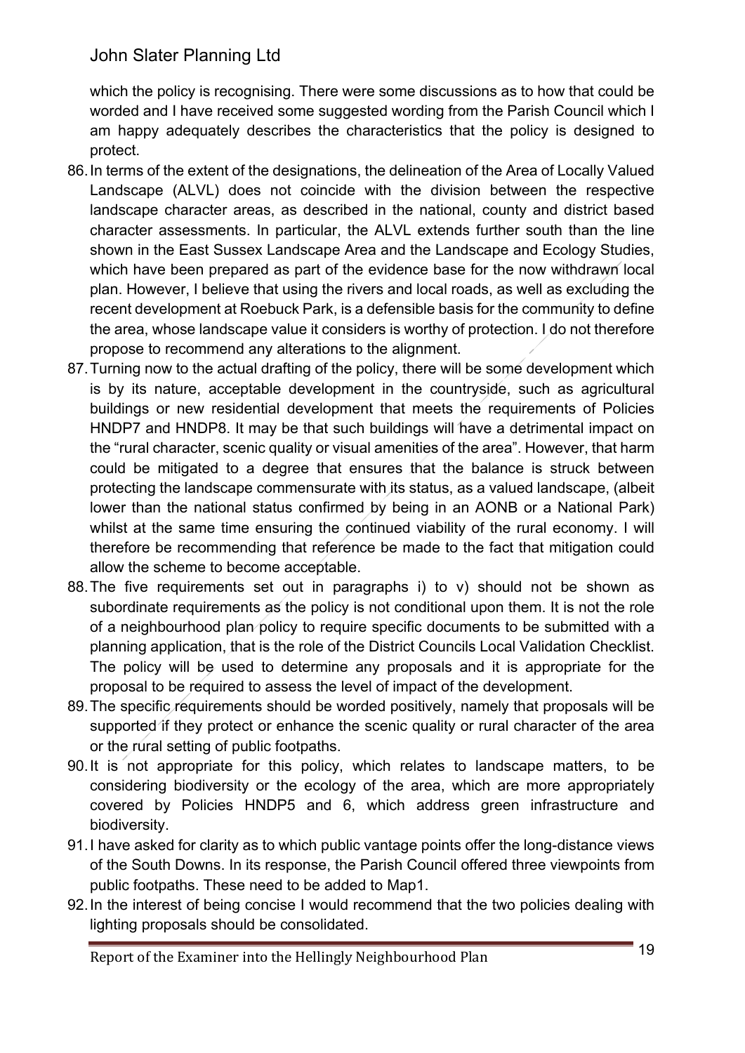which the policy is recognising. There were some discussions as to how that could be worded and I have received some suggested wording from the Parish Council which I am happy adequately describes the characteristics that the policy is designed to protect.

86. In terms of the extent of the designations, the delineation of the Area of Locally Valued Landscape (ALVL) does not coincide with the division between the respective landscape character areas, as described in the national, county and district based character assessments. In particular, the ALVL extends further south than the line shown in the East Sussex Landscape Area and the Landscape and Ecology Studies, which have been prepared as part of the evidence base for the now withdrawn local plan. However, I believe that using the rivers and local roads, as well as excluding the recent development at Roebuck Park, is a defensible basis for the community to define the area, whose landscape value it considers is worthy of protection. I do not therefore propose to recommend any alterations to the alignment.

87. Turning now to the actual drafting of the policy, there will be some development which is by its nature, acceptable development in the countryside, such as agricultural buildings or new residential development that meets the requirements of Policies HNDP7 and HNDP8. It may be that such buildings will have a detrimental impact on the "rural character, scenic quality or visual amenities of the area". However, that harm could be mitigated to a degree that ensures that the balance is struck between protecting the landscape commensurate with its status, as a valued landscape, (albeit lower than the national status confirmed by being in an AONB or a National Park) whilst at the same time ensuring the continued viability of the rural economy. I will therefore be recommending that reference be made to the fact that mitigation could allow the scheme to become acceptable.

88. The five requirements set out in paragraphs i) to v) should not be shown as subordinate requirements as the policy is not conditional upon them. It is not the role of a neighbourhood plan policy to require specific documents to be submitted with a planning application, that is the role of the District Councils Local Validation Checklist. The policy will be used to determine any proposals and it is appropriate for the proposal to be required to assess the level of impact of the development.

89. The specific requirements should be worded positively, namely that proposals will be supported if they protect or enhance the scenic quality or rural character of the area or the rural setting of public footpaths.

90. It is not appropriate for this policy, which relates to landscape matters, to be considering biodiversity or the ecology of the area, which are more appropriately covered by Policies HNDP5 and 6, which address green infrastructure and biodiversity.

91. I have asked for clarity as to which public vantage points offer the long-distance views of the South Downs. In its response, the Parish Council offered three viewpoints from public footpaths. These need to be added to Map1.

92. In the interest of being concise I would recommend that the two policies dealing with lighting proposals should be consolidated.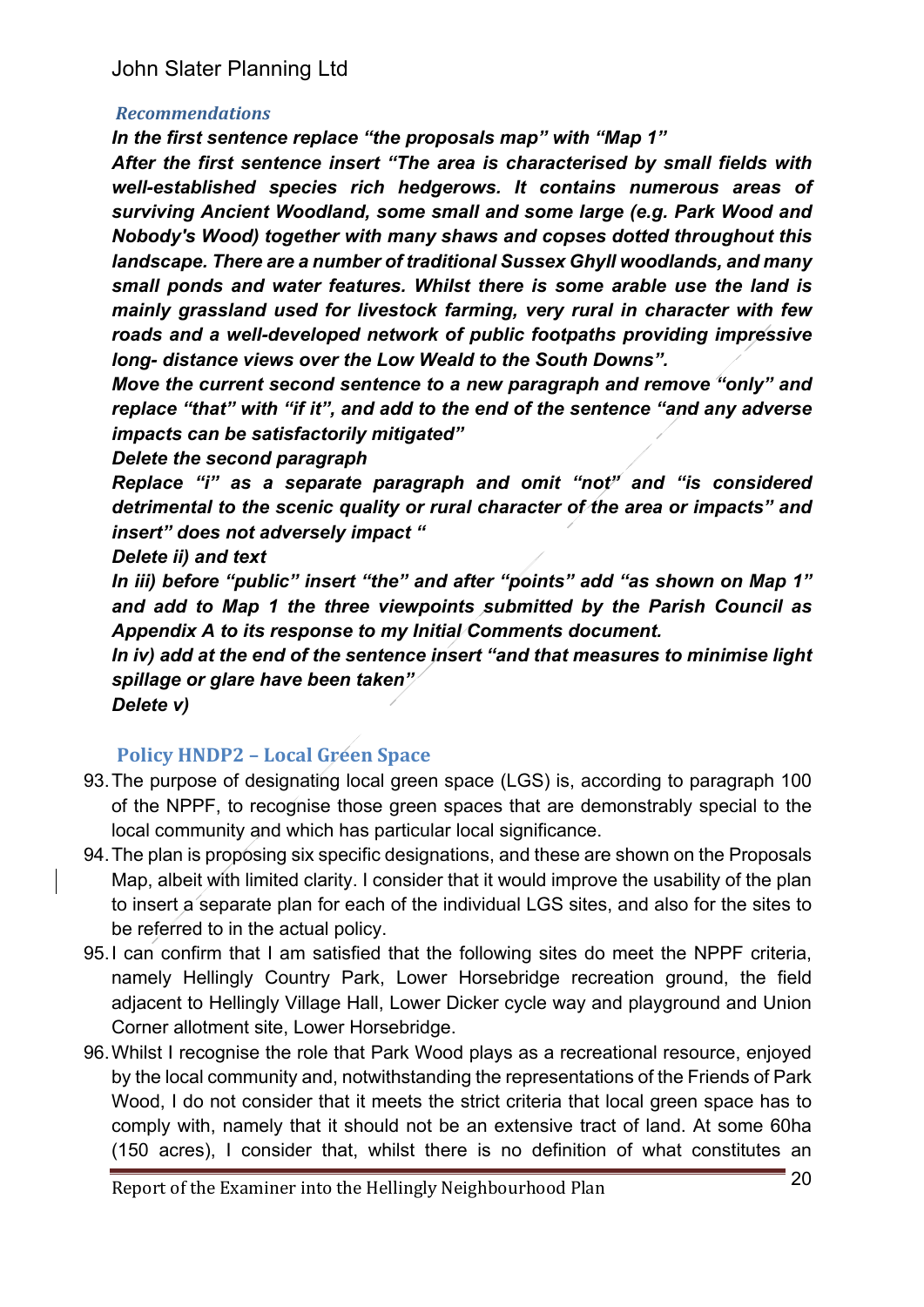### *Recommendations*

***In the first sentence replace "the proposals map" with "Map 1"***

***After the first sentence insert "The area is characterised by small fields with well-established species rich hedgerows. It contains numerous areas of surviving Ancient Woodland, some small and some large (e.g. Park Wood and Nobody's Wood) together with many shaws and copses dotted throughout this landscape. There are a number of traditional Sussex Ghyll woodlands, and many small ponds and water features. Whilst there is some arable use the land is mainly grassland used for livestock farming, very rural in character with few roads and a well-developed network of public footpaths providing impressive long- distance views over the Low Weald to the South Downs".***

***Move the current second sentence to a new paragraph and remove "only" and replace "that" with "if it", and add to the end of the sentence "and any adverse impacts can be satisfactorily mitigated"***

***Delete the second paragraph***

***Replace "i" as a separate paragraph and omit "not" and "is considered detrimental to the scenic quality or rural character of the area or impacts" and insert" does not adversely impact "***

***Delete ii) and text***

***In iii) before "public" insert "the" and after "points" add "as shown on Map 1" and add to Map 1 the three viewpoints submitted by the Parish Council as Appendix A to its response to my Initial Comments document.***

***In iv) add at the end of the sentence insert "and that measures to minimise light spillage or glare have been taken"***

***Delete v)***

## Policy HNDP2 – Local Green Space

93. The purpose of designating local green space (LGS) is, according to paragraph 100 of the NPPF, to recognise those green spaces that are demonstrably special to the local community and which has particular local significance.
94. The plan is proposing six specific designations, and these are shown on the Proposals Map, albeit with limited clarity. I consider that it would improve the usability of the plan to insert a separate plan for each of the individual LGS sites, and also for the sites to be referred to in the actual policy.
95. I can confirm that I am satisfied that the following sites do meet the NPPF criteria, namely Hellingly Country Park, Lower Horsebridge recreation ground, the field adjacent to Hellingly Village Hall, Lower Dicker cycle way and playground and Union Corner allotment site, Lower Horsebridge.
96. Whilst I recognise the role that Park Wood plays as a recreational resource, enjoyed by the local community and, notwithstanding the representations of the Friends of Park Wood, I do not consider that it meets the strict criteria that local green space has to comply with, namely that it should not be an extensive tract of land. At some 60ha (150 acres), I consider that, whilst there is no definition of what constitutes an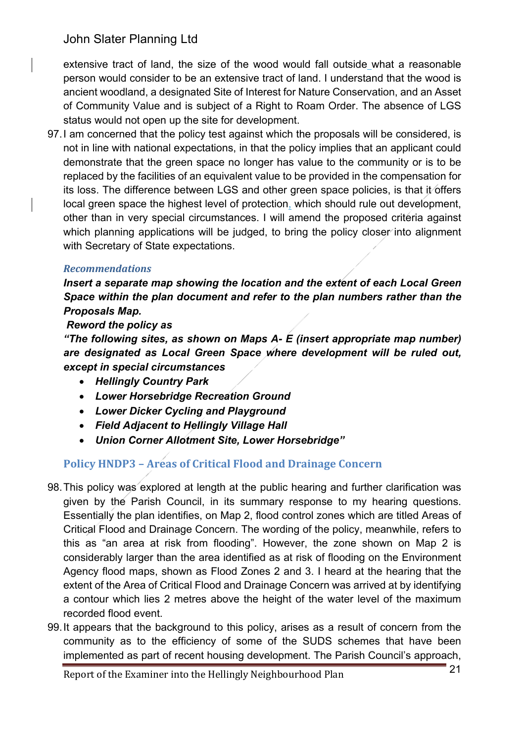extensive tract of land, the size of the wood would fall outside what a reasonable person would consider to be an extensive tract of land. I understand that the wood is ancient woodland, a designated Site of Interest for Nature Conservation, and an Asset of Community Value and is subject of a Right to Roam Order. The absence of LGS status would not open up the site for development.

97. I am concerned that the policy test against which the proposals will be considered, is not in line with national expectations, in that the policy implies that an applicant could demonstrate that the green space no longer has value to the community or is to be replaced by the facilities of an equivalent value to be provided in the compensation for its loss. The difference between LGS and other green space policies, is that it offers local green space the highest level of protection, which should rule out development, other than in very special circumstances. I will amend the proposed criteria against which planning applications will be judged, to bring the policy closer into alignment with Secretary of State expectations.

### *Recommendations*

***Insert a separate map showing the location and the extent of each Local Green Space within the plan document and refer to the plan numbers rather than the Proposals Map.***

***Reword the policy as***

***"The following sites, as shown on Maps A- E (insert appropriate map number) are designated as Local Green Space where development will be ruled out, except in special circumstances***

- ***Hellingly Country Park***
- ***Lower Horsebridge Recreation Ground***
- ***Lower Dicker Cycling and Playground***
- ***Field Adjacent to Hellingly Village Hall***
- ***Union Corner Allotment Site, Lower Horsebridge"***

## Policy HNDP3 – Areas of Critical Flood and Drainage Concern

98. This policy was explored at length at the public hearing and further clarification was given by the Parish Council, in its summary response to my hearing questions. Essentially the plan identifies, on Map 2, flood control zones which are titled Areas of Critical Flood and Drainage Concern. The wording of the policy, meanwhile, refers to this as "an area at risk from flooding". However, the zone shown on Map 2 is considerably larger than the area identified as at risk of flooding on the Environment Agency flood maps, shown as Flood Zones 2 and 3. I heard at the hearing that the extent of the Area of Critical Flood and Drainage Concern was arrived at by identifying a contour which lies 2 metres above the height of the water level of the maximum recorded flood event.

99. It appears that the background to this policy, arises as a result of concern from the community as to the efficiency of some of the SUDS schemes that have been implemented as part of recent housing development. The Parish Council's approach,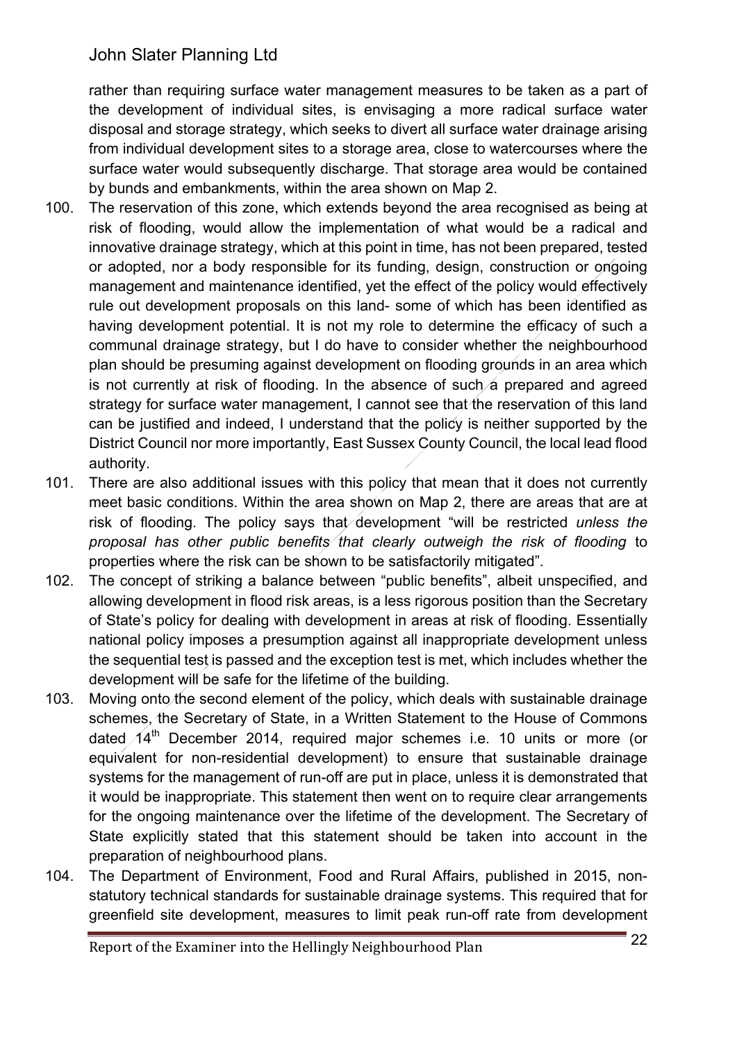rather than requiring surface water management measures to be taken as a part of the development of individual sites, is envisaging a more radical surface water disposal and storage strategy, which seeks to divert all surface water drainage arising from individual development sites to a storage area, close to watercourses where the surface water would subsequently discharge. That storage area would be contained by bunds and embankments, within the area shown on Map 2.

100. The reservation of this zone, which extends beyond the area recognised as being at risk of flooding, would allow the implementation of what would be a radical and innovative drainage strategy, which at this point in time, has not been prepared, tested or adopted, nor a body responsible for its funding, design, construction or ongoing management and maintenance identified, yet the effect of the policy would effectively rule out development proposals on this land- some of which has been identified as having development potential. It is not my role to determine the efficacy of such a communal drainage strategy, but I do have to consider whether the neighbourhood plan should be presuming against development on flooding grounds in an area which is not currently at risk of flooding. In the absence of such a prepared and agreed strategy for surface water management, I cannot see that the reservation of this land can be justified and indeed, I understand that the policy is neither supported by the District Council nor more importantly, East Sussex County Council, the local lead flood authority.

101. There are also additional issues with this policy that mean that it does not currently meet basic conditions. Within the area shown on Map 2, there are areas that are at risk of flooding. The policy says that development "will be restricted *unless the proposal has other public benefits that clearly outweigh the risk of flooding* to properties where the risk can be shown to be satisfactorily mitigated".

102. The concept of striking a balance between "public benefits", albeit unspecified, and allowing development in flood risk areas, is a less rigorous position than the Secretary of State's policy for dealing with development in areas at risk of flooding. Essentially national policy imposes a presumption against all inappropriate development unless the sequential test is passed and the exception test is met, which includes whether the development will be safe for the lifetime of the building.

103. Moving onto the second element of the policy, which deals with sustainable drainage schemes, the Secretary of State, in a Written Statement to the House of Commons dated 14th December 2014, required major schemes i.e. 10 units or more (or equivalent for non-residential development) to ensure that sustainable drainage systems for the management of run-off are put in place, unless it is demonstrated that it would be inappropriate. This statement then went on to require clear arrangements for the ongoing maintenance over the lifetime of the development. The Secretary of State explicitly stated that this statement should be taken into account in the preparation of neighbourhood plans.

104. The Department of Environment, Food and Rural Affairs, published in 2015, non-statutory technical standards for sustainable drainage systems. This required that for greenfield site development, measures to limit peak run-off rate from development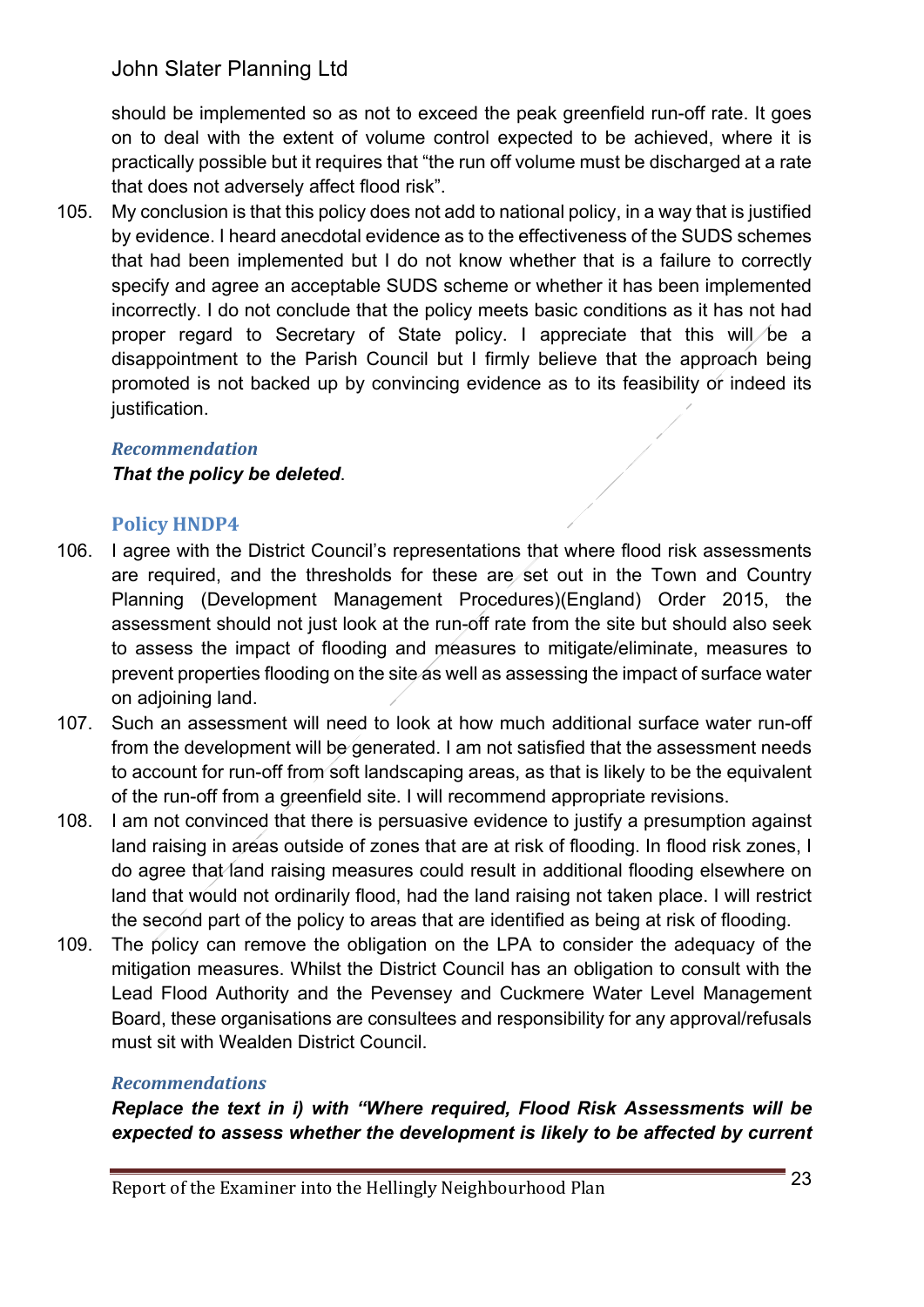should be implemented so as not to exceed the peak greenfield run-off rate. It goes on to deal with the extent of volume control expected to be achieved, where it is practically possible but it requires that "the run off volume must be discharged at a rate that does not adversely affect flood risk".

105. My conclusion is that this policy does not add to national policy, in a way that is justified by evidence. I heard anecdotal evidence as to the effectiveness of the SUDS schemes that had been implemented but I do not know whether that is a failure to correctly specify and agree an acceptable SUDS scheme or whether it has been implemented incorrectly. I do not conclude that the policy meets basic conditions as it has not had proper regard to Secretary of State policy. I appreciate that this will be a disappointment to the Parish Council but I firmly believe that the approach being promoted is not backed up by convincing evidence as to its feasibility or indeed its justification.

### *Recommendation*

***That the policy be deleted*.**

### Policy HNDP4

106. I agree with the District Council's representations that where flood risk assessments are required, and the thresholds for these are set out in the Town and Country Planning (Development Management Procedures)(England) Order 2015, the assessment should not just look at the run-off rate from the site but should also seek to assess the impact of flooding and measures to mitigate/eliminate, measures to prevent properties flooding on the site as well as assessing the impact of surface water on adjoining land.

107. Such an assessment will need to look at how much additional surface water run-off from the development will be generated. I am not satisfied that the assessment needs to account for run-off from soft landscaping areas, as that is likely to be the equivalent of the run-off from a greenfield site. I will recommend appropriate revisions.

108. I am not convinced that there is persuasive evidence to justify a presumption against land raising in areas outside of zones that are at risk of flooding. In flood risk zones, I do agree that land raising measures could result in additional flooding elsewhere on land that would not ordinarily flood, had the land raising not taken place. I will restrict the second part of the policy to areas that are identified as being at risk of flooding.

109. The policy can remove the obligation on the LPA to consider the adequacy of the mitigation measures. Whilst the District Council has an obligation to consult with the Lead Flood Authority and the Pevensey and Cuckmere Water Level Management Board, these organisations are consultees and responsibility for any approval/refusals must sit with Wealden District Council.

### *Recommendations*

***Replace the text in i) with "Where required, Flood Risk Assessments will be expected to assess whether the development is likely to be affected by current***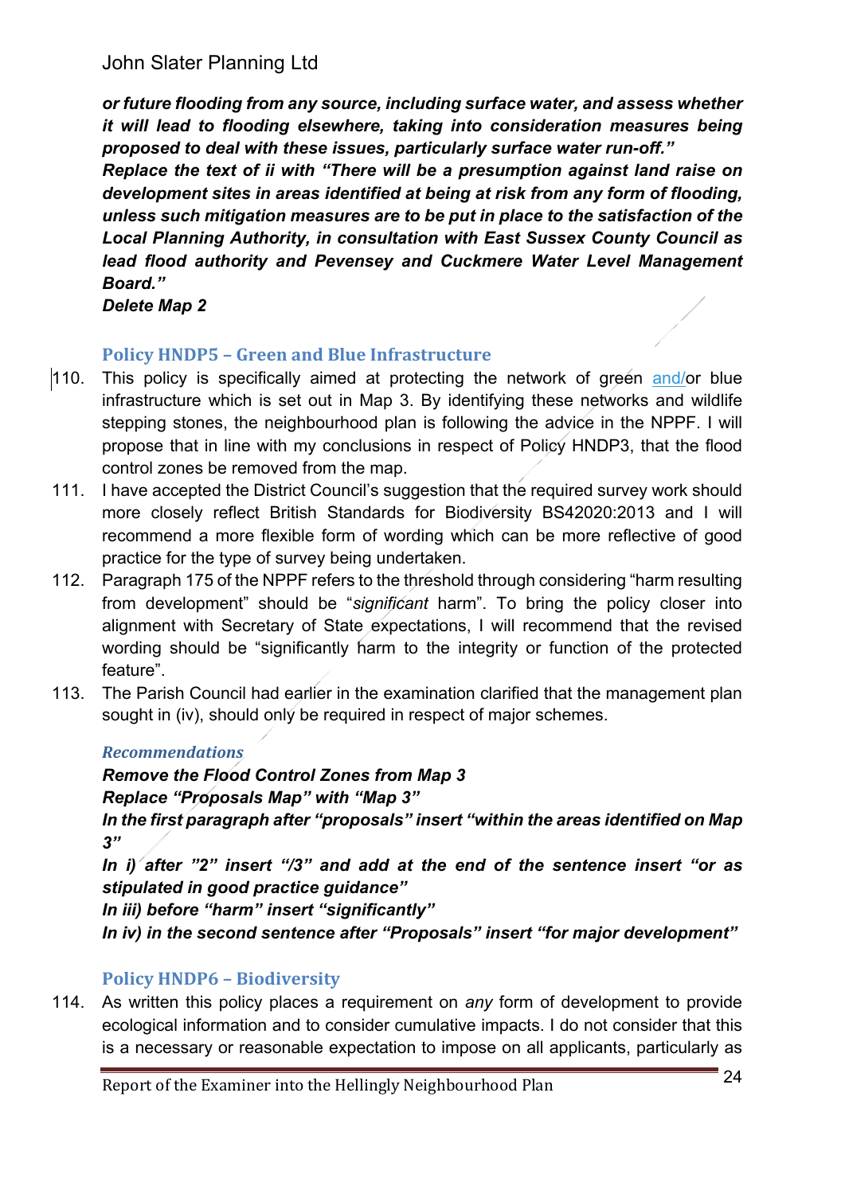***or future flooding from any source, including surface water, and assess whether it will lead to flooding elsewhere, taking into consideration measures being proposed to deal with these issues, particularly surface water run-off."***

***Replace the text of ii with "There will be a presumption against land raise on development sites in areas identified at being at risk from any form of flooding, unless such mitigation measures are to be put in place to the satisfaction of the Local Planning Authority, in consultation with East Sussex County Council as lead flood authority and Pevensey and Cuckmere Water Level Management Board."***

***Delete Map 2***

### Policy HNDP5 – Green and Blue Infrastructure

110. This policy is specifically aimed at protecting the network of green and/or blue infrastructure which is set out in Map 3. By identifying these networks and wildlife stepping stones, the neighbourhood plan is following the advice in the NPPF. I will propose that in line with my conclusions in respect of Policy HNDP3, that the flood control zones be removed from the map.

111. I have accepted the District Council's suggestion that the required survey work should more closely reflect British Standards for Biodiversity BS42020:2013 and I will recommend a more flexible form of wording which can be more reflective of good practice for the type of survey being undertaken.

112. Paragraph 175 of the NPPF refers to the threshold through considering "harm resulting from development" should be "*significant* harm". To bring the policy closer into alignment with Secretary of State expectations, I will recommend that the revised wording should be "significantly harm to the integrity or function of the protected feature".

113. The Parish Council had earlier in the examination clarified that the management plan sought in (iv), should only be required in respect of major schemes.

#### *Recommendations*

***Remove the Flood Control Zones from Map 3***

***Replace "Proposals Map" with "Map 3"***

***In the first paragraph after "proposals" insert "within the areas identified on Map 3"***

***In i) after "2" insert "/3" and add at the end of the sentence insert "or as stipulated in good practice guidance"***

***In iii) before "harm" insert "significantly"***

***In iv) in the second sentence after "Proposals" insert "for major development"***

### Policy HNDP6 – Biodiversity

114. As written this policy places a requirement on *any* form of development to provide ecological information and to consider cumulative impacts. I do not consider that this is a necessary or reasonable expectation to impose on all applicants, particularly as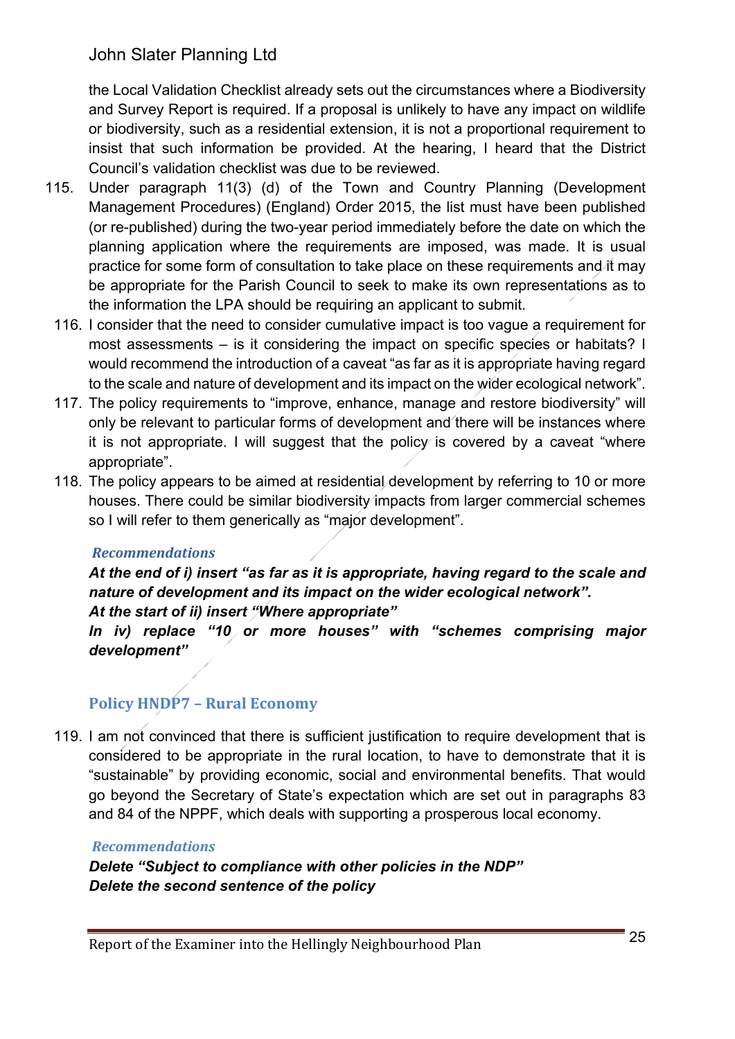the Local Validation Checklist already sets out the circumstances where a Biodiversity and Survey Report is required. If a proposal is unlikely to have any impact on wildlife or biodiversity, such as a residential extension, it is not a proportional requirement to insist that such information be provided. At the hearing, I heard that the District Council's validation checklist was due to be reviewed.

115. Under paragraph 11(3) (d) of the Town and Country Planning (Development Management Procedures) (England) Order 2015, the list must have been published (or re-published) during the two-year period immediately before the date on which the planning application where the requirements are imposed, was made. It is usual practice for some form of consultation to take place on these requirements and it may be appropriate for the Parish Council to seek to make its own representations as to the information the LPA should be requiring an applicant to submit.

116. I consider that the need to consider cumulative impact is too vague a requirement for most assessments – is it considering the impact on specific species or habitats? I would recommend the introduction of a caveat "as far as it is appropriate having regard to the scale and nature of development and its impact on the wider ecological network".

117. The policy requirements to "improve, enhance, manage and restore biodiversity" will only be relevant to particular forms of development and there will be instances where it is not appropriate. I will suggest that the policy is covered by a caveat "where appropriate".

118. The policy appears to be aimed at residential development by referring to 10 or more houses. There could be similar biodiversity impacts from larger commercial schemes so I will refer to them generically as "major development".

### Recommendations

***At the end of i) insert "as far as it is appropriate, having regard to the scale and nature of development and its impact on the wider ecological network".***
***At the start of ii) insert "Where appropriate"***
***In iv) replace "10 or more houses" with "schemes comprising major development"***

## Policy HNDP7 – Rural Economy

119. I am not convinced that there is sufficient justification to require development that is considered to be appropriate in the rural location, to have to demonstrate that it is "sustainable" by providing economic, social and environmental benefits. That would go beyond the Secretary of State's expectation which are set out in paragraphs 83 and 84 of the NPPF, which deals with supporting a prosperous local economy.

### Recommendations

***Delete "Subject to compliance with other policies in the NDP"***
***Delete the second sentence of the policy***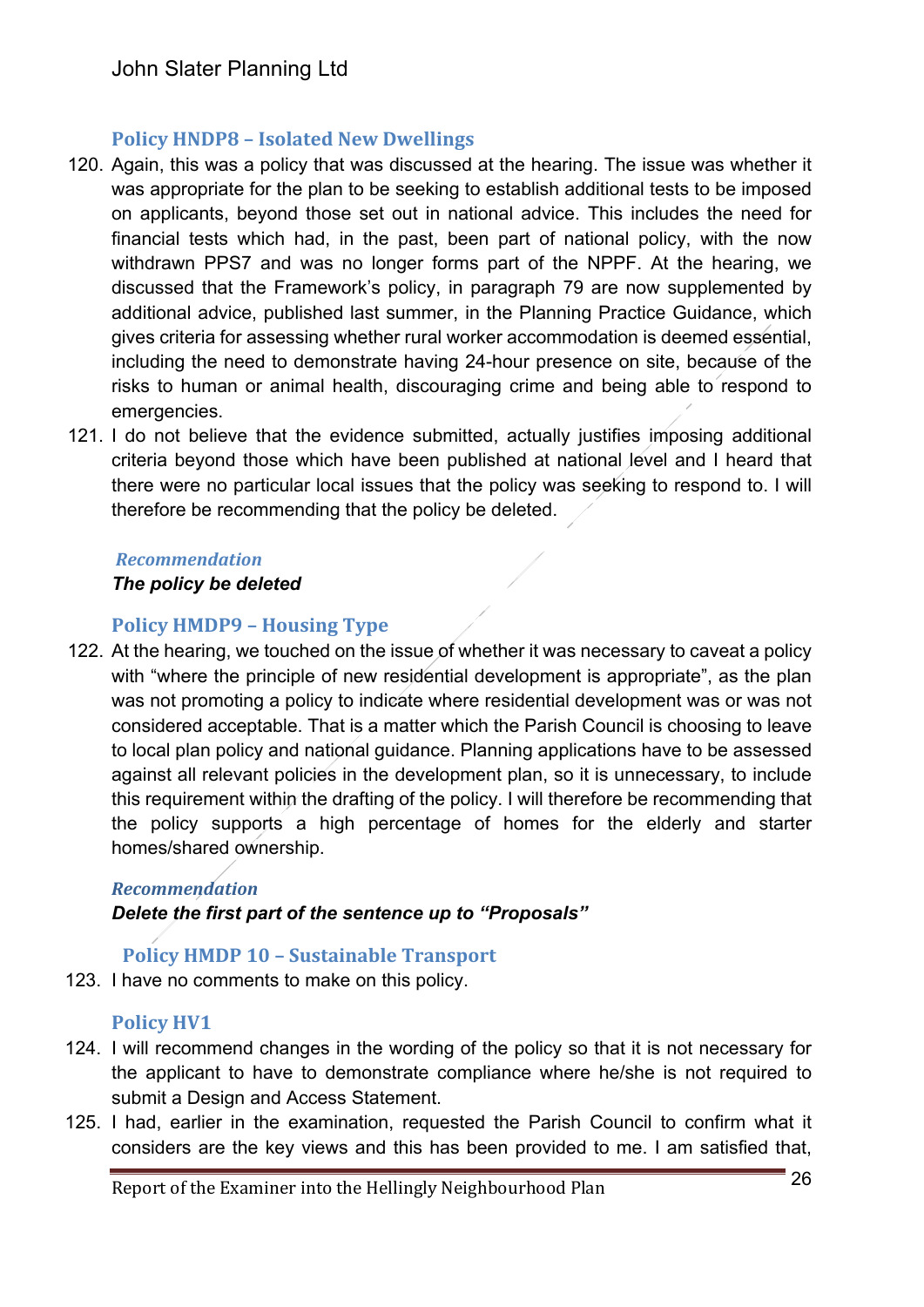### Policy HNDP8 – Isolated New Dwellings

120. Again, this was a policy that was discussed at the hearing. The issue was whether it was appropriate for the plan to be seeking to establish additional tests to be imposed on applicants, beyond those set out in national advice. This includes the need for financial tests which had, in the past, been part of national policy, with the now withdrawn PPS7 and was no longer forms part of the NPPF. At the hearing, we discussed that the Framework's policy, in paragraph 79 are now supplemented by additional advice, published last summer, in the Planning Practice Guidance, which gives criteria for assessing whether rural worker accommodation is deemed essential, including the need to demonstrate having 24-hour presence on site, because of the risks to human or animal health, discouraging crime and being able to respond to emergencies.

121. I do not believe that the evidence submitted, actually justifies imposing additional criteria beyond those which have been published at national level and I heard that there were no particular local issues that the policy was seeking to respond to. I will therefore be recommending that the policy be deleted.

*Recommendation*

***The policy be deleted***

### Policy HMDP9 – Housing Type

122. At the hearing, we touched on the issue of whether it was necessary to caveat a policy with "where the principle of new residential development is appropriate", as the plan was not promoting a policy to indicate where residential development was or was not considered acceptable. That is a matter which the Parish Council is choosing to leave to local plan policy and national guidance. Planning applications have to be assessed against all relevant policies in the development plan, so it is unnecessary, to include this requirement within the drafting of the policy. I will therefore be recommending that the policy supports a high percentage of homes for the elderly and starter homes/shared ownership.

*Recommendation*

***Delete the first part of the sentence up to "Proposals"***

### Policy HMDP 10 – Sustainable Transport

123. I have no comments to make on this policy.

### Policy HV1

124. I will recommend changes in the wording of the policy so that it is not necessary for the applicant to have to demonstrate compliance where he/she is not required to submit a Design and Access Statement.

125. I had, earlier in the examination, requested the Parish Council to confirm what it considers are the key views and this has been provided to me. I am satisfied that,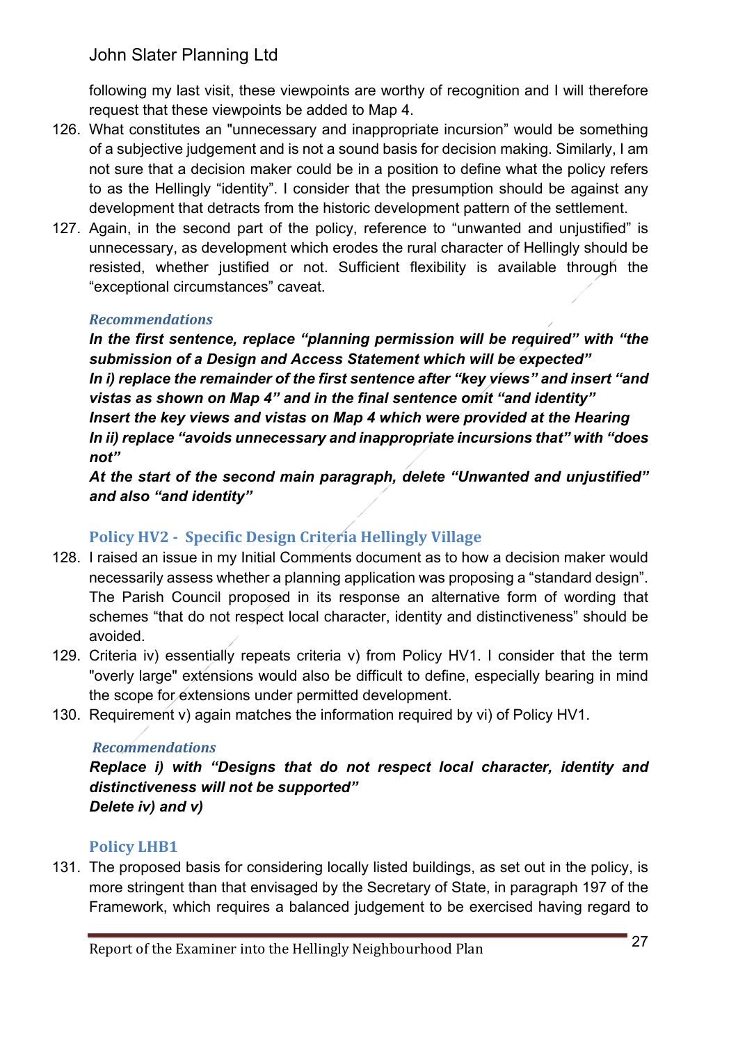following my last visit, these viewpoints are worthy of recognition and I will therefore request that these viewpoints be added to Map 4.

126. What constitutes an "unnecessary and inappropriate incursion" would be something of a subjective judgement and is not a sound basis for decision making. Similarly, I am not sure that a decision maker could be in a position to define what the policy refers to as the Hellingly "identity". I consider that the presumption should be against any development that detracts from the historic development pattern of the settlement.

127. Again, in the second part of the policy, reference to "unwanted and unjustified" is unnecessary, as development which erodes the rural character of Hellingly should be resisted, whether justified or not. Sufficient flexibility is available through the "exceptional circumstances" caveat.

*Recommendations*

***In the first sentence, replace "planning permission will be required" with "the submission of a Design and Access Statement which will be expected"***
***In i) replace the remainder of the first sentence after "key views" and insert "and vistas as shown on Map 4" and in the final sentence omit "and identity"***
***Insert the key views and vistas on Map 4 which were provided at the Hearing***
***In ii) replace "avoids unnecessary and inappropriate incursions that" with "does not"***
***At the start of the second main paragraph, delete "Unwanted and unjustified" and also "and identity"***

## Policy HV2 - Specific Design Criteria Hellingly Village

128. I raised an issue in my Initial Comments document as to how a decision maker would necessarily assess whether a planning application was proposing a "standard design". The Parish Council proposed in its response an alternative form of wording that schemes "that do not respect local character, identity and distinctiveness" should be avoided.

129. Criteria iv) essentially repeats criteria v) from Policy HV1. I consider that the term "overly large" extensions would also be difficult to define, especially bearing in mind the scope for extensions under permitted development.

130. Requirement v) again matches the information required by vi) of Policy HV1.

*Recommendations*

***Replace i) with "Designs that do not respect local character, identity and distinctiveness will not be supported"***
***Delete iv) and v)***

## Policy LHB1

131. The proposed basis for considering locally listed buildings, as set out in the policy, is more stringent than that envisaged by the Secretary of State, in paragraph 197 of the Framework, which requires a balanced judgement to be exercised having regard to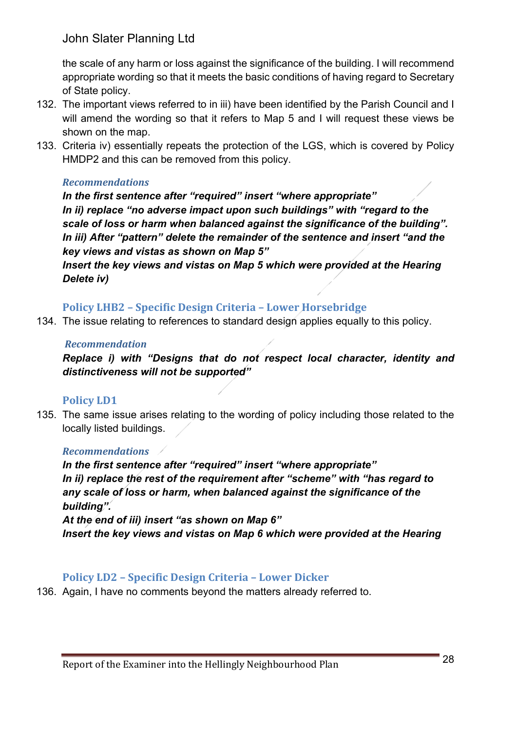the scale of any harm or loss against the significance of the building. I will recommend appropriate wording so that it meets the basic conditions of having regard to Secretary of State policy.

132. The important views referred to in iii) have been identified by the Parish Council and I will amend the wording so that it refers to Map 5 and I will request these views be shown on the map.

133. Criteria iv) essentially repeats the protection of the LGS, which is covered by Policy HMDP2 and this can be removed from this policy.

#### *Recommendations*

***In the first sentence after "required" insert "where appropriate"***
***In ii) replace "no adverse impact upon such buildings" with "regard to the scale of loss or harm when balanced against the significance of the building".***
***In iii) After "pattern" delete the remainder of the sentence and insert "and the key views and vistas as shown on Map 5"***
***Insert the key views and vistas on Map 5 which were provided at the Hearing***
***Delete iv)***

### Policy LHB2 – Specific Design Criteria – Lower Horsebridge

134. The issue relating to references to standard design applies equally to this policy.

#### *Recommendation*

***Replace i) with "Designs that do not respect local character, identity and distinctiveness will not be supported"***

### Policy LD1

135. The same issue arises relating to the wording of policy including those related to the locally listed buildings.

#### *Recommendations*

***In the first sentence after "required" insert "where appropriate"***
***In ii) replace the rest of the requirement after "scheme" with "has regard to any scale of loss or harm, when balanced against the significance of the building".***
***At the end of iii) insert "as shown on Map 6"***
***Insert the key views and vistas on Map 6 which were provided at the Hearing***

### Policy LD2 – Specific Design Criteria – Lower Dicker

136. Again, I have no comments beyond the matters already referred to.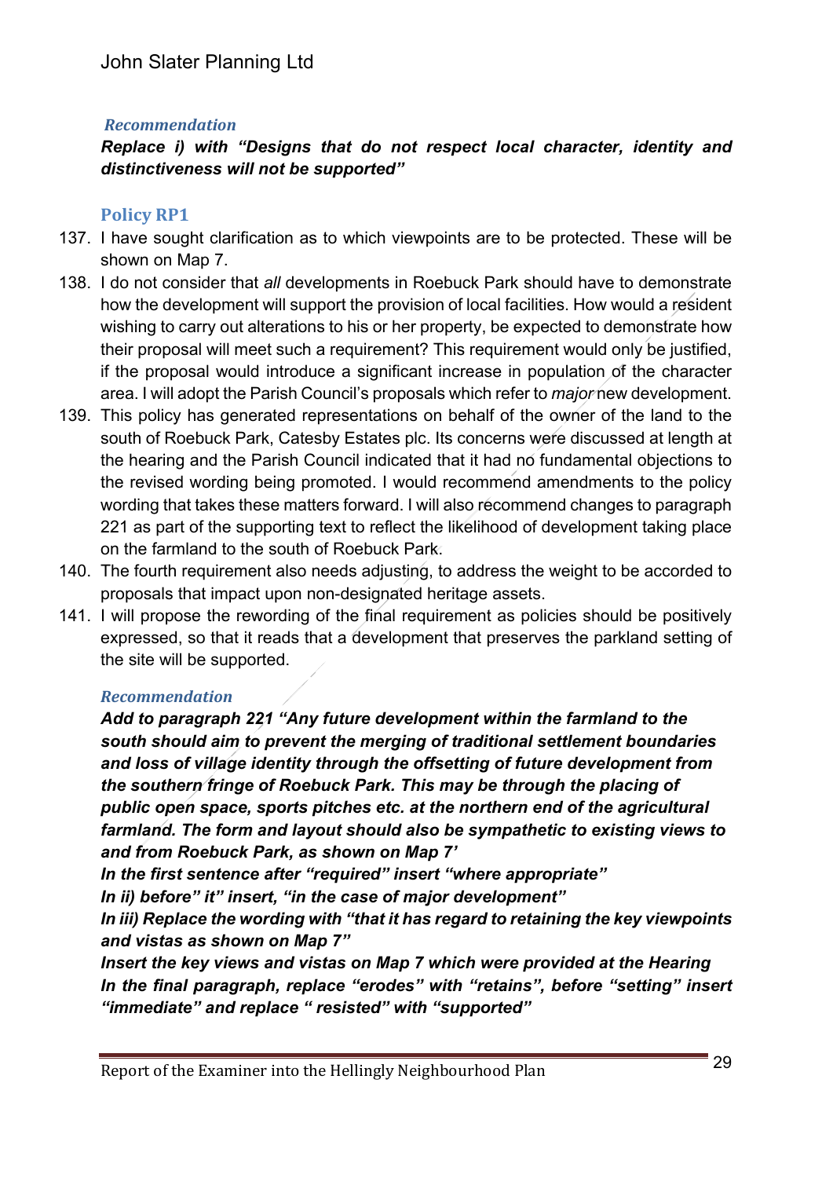***Recommendation***

***Replace i) with "Designs that do not respect local character, identity and distinctiveness will not be supported"***

### Policy RP1

137. I have sought clarification as to which viewpoints are to be protected. These will be shown on Map 7.
138. I do not consider that *all* developments in Roebuck Park should have to demonstrate how the development will support the provision of local facilities. How would a resident wishing to carry out alterations to his or her property, be expected to demonstrate how their proposal will meet such a requirement? This requirement would only be justified, if the proposal would introduce a significant increase in population of the character area. I will adopt the Parish Council's proposals which refer to *major* new development.
139. This policy has generated representations on behalf of the owner of the land to the south of Roebuck Park, Catesby Estates plc. Its concerns were discussed at length at the hearing and the Parish Council indicated that it had no fundamental objections to the revised wording being promoted. I would recommend amendments to the policy wording that takes these matters forward. I will also recommend changes to paragraph 221 as part of the supporting text to reflect the likelihood of development taking place on the farmland to the south of Roebuck Park.
140. The fourth requirement also needs adjusting, to address the weight to be accorded to proposals that impact upon non-designated heritage assets.
141. I will propose the rewording of the final requirement as policies should be positively expressed, so that it reads that a development that preserves the parkland setting of the site will be supported.

***Recommendation***

***Add to paragraph 221 "Any future development within the farmland to the south should aim to prevent the merging of traditional settlement boundaries and loss of village identity through the offsetting of future development from the southern fringe of Roebuck Park. This may be through the placing of public open space, sports pitches etc. at the northern end of the agricultural farmland. The form and layout should also be sympathetic to existing views to and from Roebuck Park, as shown on Map 7'***

***In the first sentence after "required" insert "where appropriate"***

***In ii) before" it" insert, "in the case of major development"***

***In iii) Replace the wording with "that it has regard to retaining the key viewpoints and vistas as shown on Map 7"***

***Insert the key views and vistas on Map 7 which were provided at the Hearing***

***In the final paragraph, replace "erodes" with "retains", before "setting" insert "immediate" and replace " resisted" with "supported"***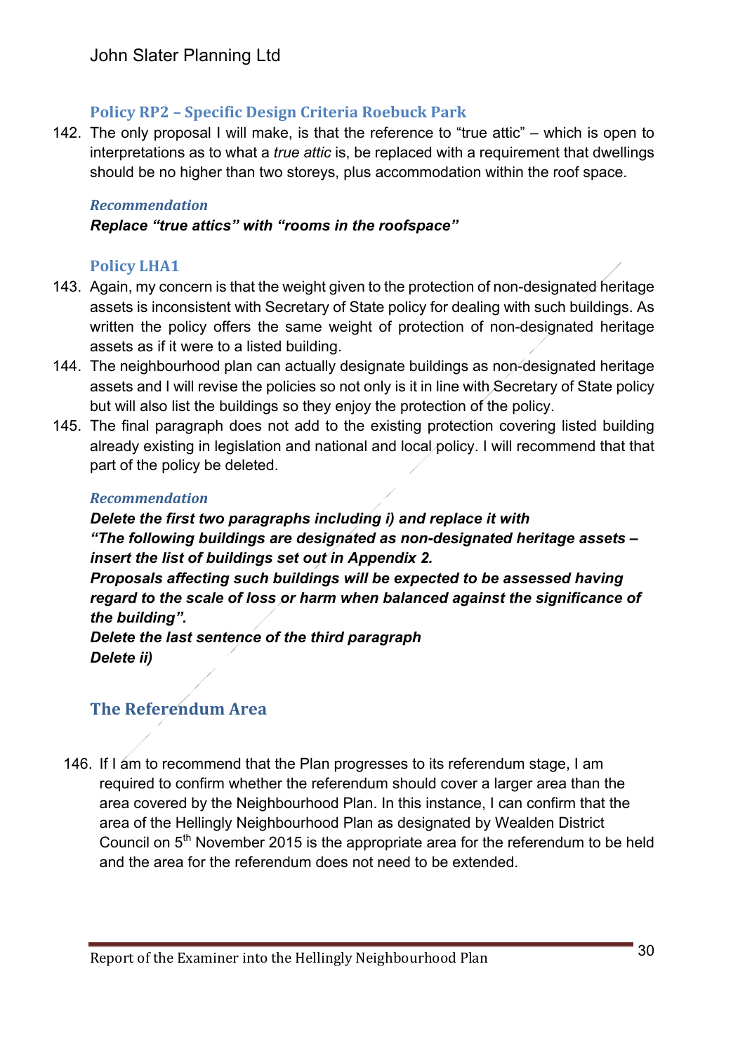### Policy RP2 – Specific Design Criteria Roebuck Park

142. The only proposal I will make, is that the reference to "true attic" – which is open to interpretations as to what a *true attic* is, be replaced with a requirement that dwellings should be no higher than two storeys, plus accommodation within the roof space.

#### Recommendation

***Replace "true attics" with "rooms in the roofspace"***

### Policy LHA1

143. Again, my concern is that the weight given to the protection of non-designated heritage assets is inconsistent with Secretary of State policy for dealing with such buildings. As written the policy offers the same weight of protection of non-designated heritage assets as if it were to a listed building.
144. The neighbourhood plan can actually designate buildings as non-designated heritage assets and I will revise the policies so not only is it in line with Secretary of State policy but will also list the buildings so they enjoy the protection of the policy.
145. The final paragraph does not add to the existing protection covering listed building already existing in legislation and national and local policy. I will recommend that that part of the policy be deleted.

#### Recommendation

***Delete the first two paragraphs including i) and replace it with***
***"The following buildings are designated as non-designated heritage assets – insert the list of buildings set out in Appendix 2.***
***Proposals affecting such buildings will be expected to be assessed having regard to the scale of loss or harm when balanced against the significance of the building".***
***Delete the last sentence of the third paragraph***
***Delete ii)***

## The Referendum Area

146. If I am to recommend that the Plan progresses to its referendum stage, I am required to confirm whether the referendum should cover a larger area than the area covered by the Neighbourhood Plan. In this instance, I can confirm that the area of the Hellingly Neighbourhood Plan as designated by Wealden District Council on 5th November 2015 is the appropriate area for the referendum to be held and the area for the referendum does not need to be extended.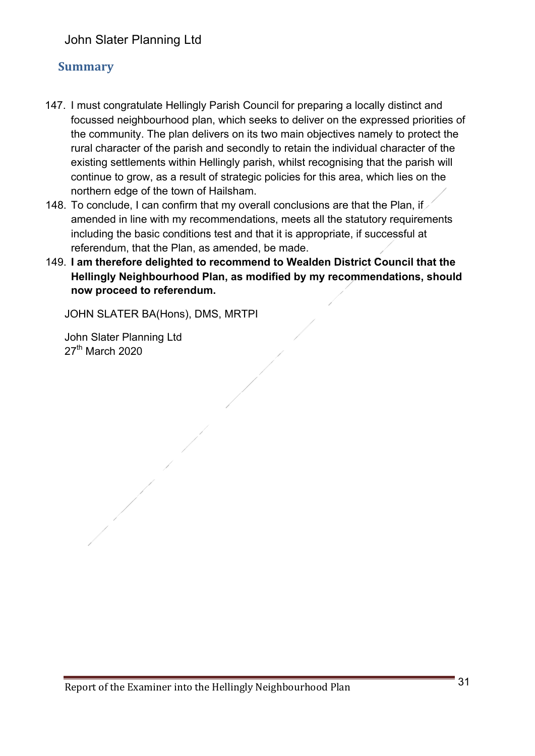## Summary

147. I must congratulate Hellingly Parish Council for preparing a locally distinct and focussed neighbourhood plan, which seeks to deliver on the expressed priorities of the community. The plan delivers on its two main objectives namely to protect the rural character of the parish and secondly to retain the individual character of the existing settlements within Hellingly parish, whilst recognising that the parish will continue to grow, as a result of strategic policies for this area, which lies on the northern edge of the town of Hailsham.
148. To conclude, I can confirm that my overall conclusions are that the Plan, if amended in line with my recommendations, meets all the statutory requirements including the basic conditions test and that it is appropriate, if successful at referendum, that the Plan, as amended, be made.
149. **I am therefore delighted to recommend to Wealden District Council that the Hellingly Neighbourhood Plan, as modified by my recommendations, should now proceed to referendum.**

JOHN SLATER BA(Hons), DMS, MRTPI

John Slater Planning Ltd
27th March 2020